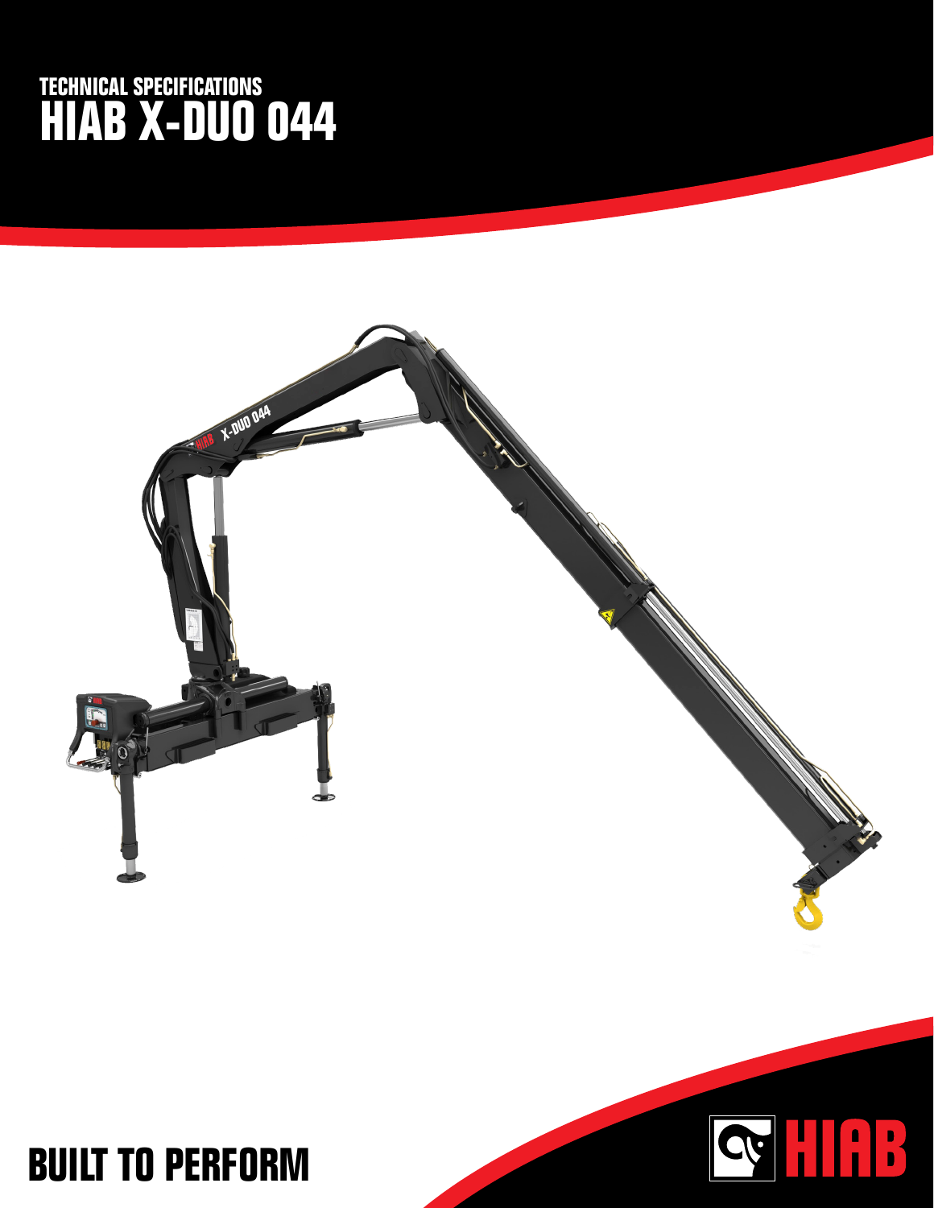TECHNICAL SPECIFICATIONS

# HIAB X-DUO 044

BUILT TO PERFORM

HIAB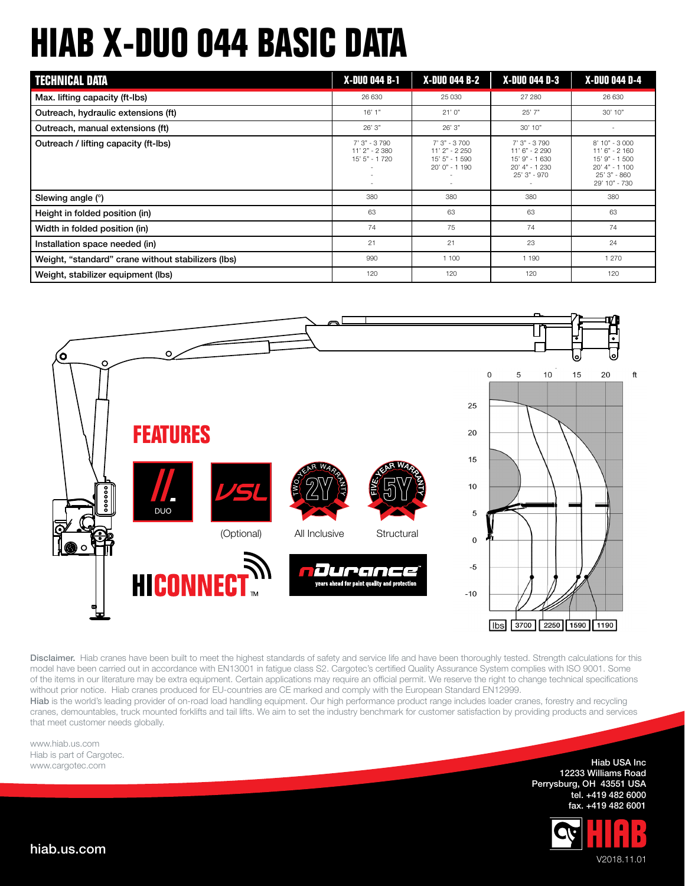# HIAB X-DUO 044 BASIC DATA

| TECHNICAL DATA | X-DUO 044 B-1 | X-DUO 044 B-2 | X-DUO 044 D-3 | X-DUO 044 D-4 |
|---|---|---|---|---|
| Max. lifting capacity (ft-lbs) | 26 630 | 25 030 | 27 280 | 26 630 |
| Outreach, hydraulic extensions (ft) | 16' 1" | 21' 0" | 25' 7" | 30' 10" |
| Outreach, manual extensions (ft) | 26' 3" | 26' 3" | 30' 10" | - |
| Outreach / lifting capacity (ft-lbs) | 7' 3" - 3 790<br>11' 2" - 2 380<br>15' 5" - 1 720<br>-<br>-<br>- | 7' 3" - 3 700<br>11' 2" - 2 250<br>15' 5" - 1 590<br>20' 0" - 1 190<br>-<br>- | 7' 3" - 3 790<br>11' 6" - 2 290<br>15' 9" - 1 630<br>20' 4" - 1 230<br>25' 3" - 970<br>- | 8' 10" - 3 000<br>11' 6" - 2 160<br>15' 9" - 1 500<br>20' 4" - 1 100<br>25' 3" - 860<br>29' 10" - 730 |
| Slewing angle (°) | 380 | 380 | 380 | 380 |
| Height in folded position (in) | 63 | 63 | 63 | 63 |
| Width in folded position (in) | 74 | 75 | 74 | 74 |
| Installation space needed (in) | 21 | 21 | 23 | 24 |
| Weight, "standard" crane without stabilizers (lbs) | 990 | 1 100 | 1 190 | 1 270 |
| Weight, stabilizer equipment (lbs) | 120 | 120 | 120 | 120 |

0 5 10 15 20 ft

25
20
15
10
5
0
-5
-10

lbs 3700 2250 1590 1190

## FEATURES

DUO

VSL (Optional)

2Y All Inclusive

5Y Structural

HICONNECT

nDurance years ahead for paint quality and protection

**Disclaimer.** Hiab cranes have been built to the highest standards of safety and service life and have been thoroughly tested. Strength calculations for this model have been carried out in accordance with EN13001 in fatigue class S2. Cargotec's certified Quality Assurance System complies with ISO 9001. Some of the items in our literature may be extra equipment. Certain applications may require an official permit. We reserve the right to change technical specifications without prior notice. Hiab cranes produced for EU-countries are CE marked and comply with the European Standard EN12999.

**Hiab** is the world's leading provider of on-road load handling equipment. Our high performance product range includes loader cranes, forestry and recycling cranes, demountables, truck mounted forklifts and tail lifts. We aim to set the industry benchmark for customer satisfaction by providing products and services that meet customer needs globally.

www.hiab.us.com
Hiab is part of Cargotec.
www.cargotec.com

**Hiab USA Inc**
**12233 Williams Road**
**Perrysburg, OH 43551 USA**
**tel. +419 482 6000**
**fax. +419 482 6001**

**hiab.us.com**

V2018.11.01